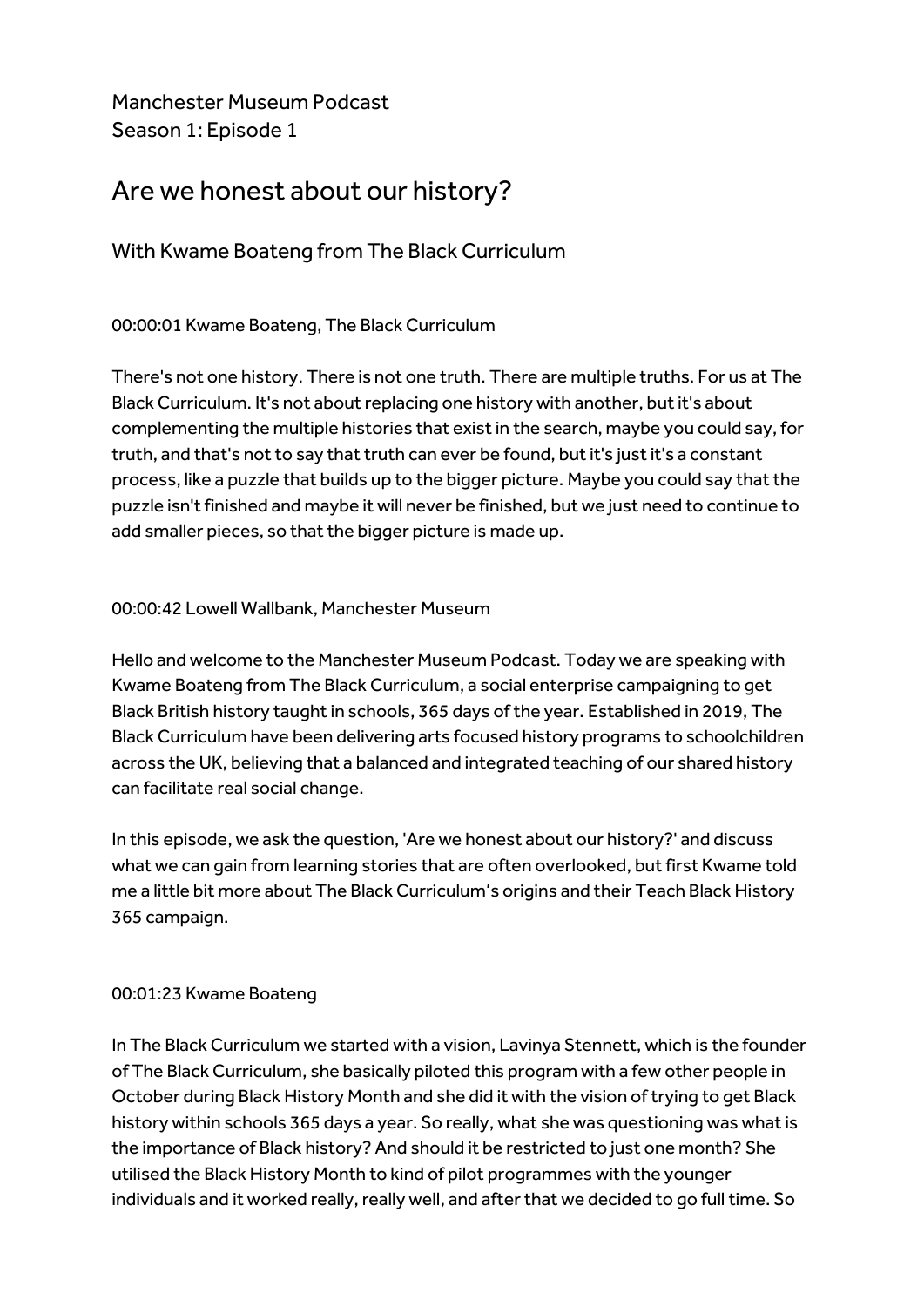Manchester Museum Podcast
Season 1: Episode 1

# Are we honest about our history?

## With Kwame Boateng from The Black Curriculum

00:00:01 Kwame Boateng, The Black Curriculum

There's not one history. There is not one truth. There are multiple truths. For us at The Black Curriculum. It's not about replacing one history with another, but it's about complementing the multiple histories that exist in the search, maybe you could say, for truth, and that's not to say that truth can ever be found, but it's just it's a constant process, like a puzzle that builds up to the bigger picture. Maybe you could say that the puzzle isn't finished and maybe it will never be finished, but we just need to continue to add smaller pieces, so that the bigger picture is made up.

00:00:42 Lowell Wallbank, Manchester Museum

Hello and welcome to the Manchester Museum Podcast. Today we are speaking with Kwame Boateng from The Black Curriculum, a social enterprise campaigning to get Black British history taught in schools, 365 days of the year. Established in 2019, The Black Curriculum have been delivering arts focused history programs to schoolchildren across the UK, believing that a balanced and integrated teaching of our shared history can facilitate real social change.

In this episode, we ask the question, 'Are we honest about our history?' and discuss what we can gain from learning stories that are often overlooked, but first Kwame told me a little bit more about The Black Curriculum's origins and their Teach Black History 365 campaign.

00:01:23 Kwame Boateng

In The Black Curriculum we started with a vision, Lavinya Stennett, which is the founder of The Black Curriculum, she basically piloted this program with a few other people in October during Black History Month and she did it with the vision of trying to get Black history within schools 365 days a year. So really, what she was questioning was what is the importance of Black history? And should it be restricted to just one month? She utilised the Black History Month to kind of pilot programmes with the younger individuals and it worked really, really well, and after that we decided to go full time. So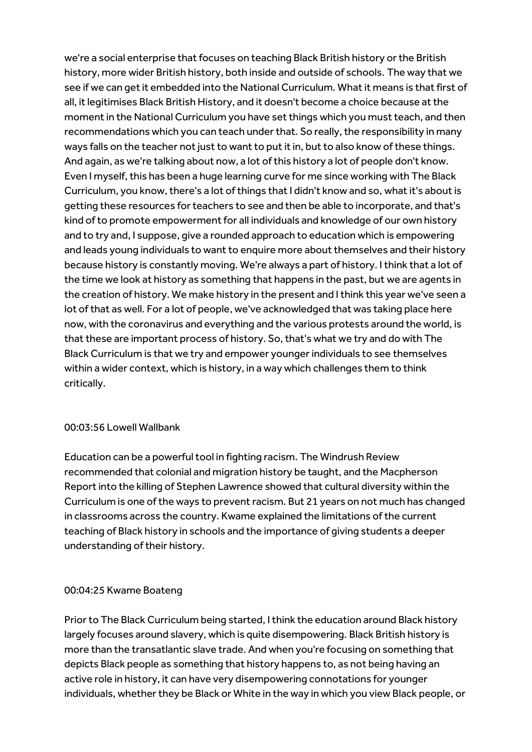we're a social enterprise that focuses on teaching Black British history or the British history, more wider British history, both inside and outside of schools. The way that we see if we can get it embedded into the National Curriculum. What it means is that first of all, it legitimises Black British History, and it doesn't become a choice because at the moment in the National Curriculum you have set things which you must teach, and then recommendations which you can teach under that. So really, the responsibility in many ways falls on the teacher not just to want to put it in, but to also know of these things. And again, as we're talking about now, a lot of this history a lot of people don't know. Even I myself, this has been a huge learning curve for me since working with The Black Curriculum, you know, there's a lot of things that I didn't know and so, what it's about is getting these resources for teachers to see and then be able to incorporate, and that's kind of to promote empowerment for all individuals and knowledge of our own history and to try and, I suppose, give a rounded approach to education which is empowering and leads young individuals to want to enquire more about themselves and their history because history is constantly moving. We're always a part of history. I think that a lot of the time we look at history as something that happens in the past, but we are agents in the creation of history. We make history in the present and I think this year we've seen a lot of that as well. For a lot of people, we've acknowledged that was taking place here now, with the coronavirus and everything and the various protests around the world, is that these are important process of history. So, that's what we try and do with The Black Curriculum is that we try and empower younger individuals to see themselves within a wider context, which is history, in a way which challenges them to think critically.

00:03:56 Lowell Wallbank

Education can be a powerful tool in fighting racism. The Windrush Review recommended that colonial and migration history be taught, and the Macpherson Report into the killing of Stephen Lawrence showed that cultural diversity within the Curriculum is one of the ways to prevent racism. But 21 years on not much has changed in classrooms across the country. Kwame explained the limitations of the current teaching of Black history in schools and the importance of giving students a deeper understanding of their history.

00:04:25 Kwame Boateng

Prior to The Black Curriculum being started, I think the education around Black history largely focuses around slavery, which is quite disempowering. Black British history is more than the transatlantic slave trade. And when you're focusing on something that depicts Black people as something that history happens to, as not being having an active role in history, it can have very disempowering connotations for younger individuals, whether they be Black or White in the way in which you view Black people, or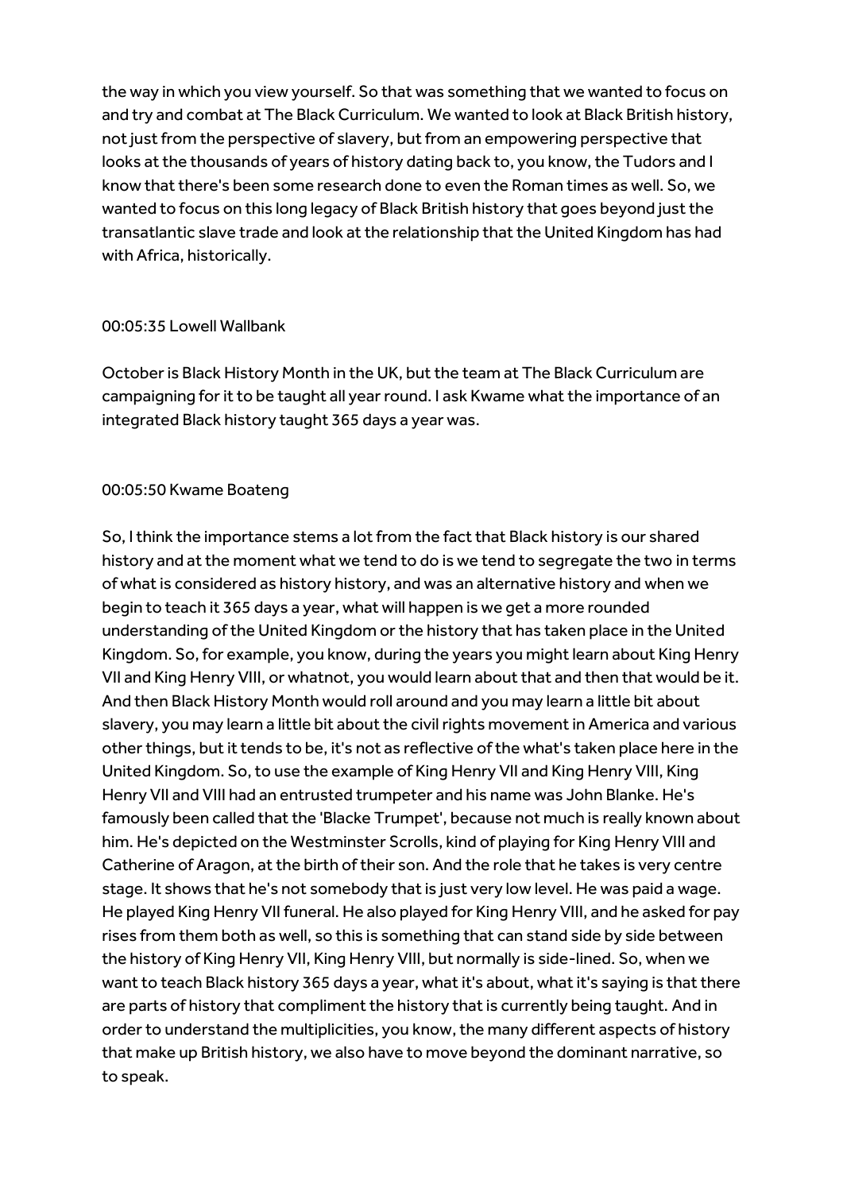the way in which you view yourself. So that was something that we wanted to focus on and try and combat at The Black Curriculum. We wanted to look at Black British history, not just from the perspective of slavery, but from an empowering perspective that looks at the thousands of years of history dating back to, you know, the Tudors and I know that there's been some research done to even the Roman times as well. So, we wanted to focus on this long legacy of Black British history that goes beyond just the transatlantic slave trade and look at the relationship that the United Kingdom has had with Africa, historically.

00:05:35 Lowell Wallbank

October is Black History Month in the UK, but the team at The Black Curriculum are campaigning for it to be taught all year round. I ask Kwame what the importance of an integrated Black history taught 365 days a year was.

00:05:50 Kwame Boateng

So, I think the importance stems a lot from the fact that Black history is our shared history and at the moment what we tend to do is we tend to segregate the two in terms of what is considered as history history, and was an alternative history and when we begin to teach it 365 days a year, what will happen is we get a more rounded understanding of the United Kingdom or the history that has taken place in the United Kingdom. So, for example, you know, during the years you might learn about King Henry VII and King Henry VIII, or whatnot, you would learn about that and then that would be it. And then Black History Month would roll around and you may learn a little bit about slavery, you may learn a little bit about the civil rights movement in America and various other things, but it tends to be, it's not as reflective of the what's taken place here in the United Kingdom. So, to use the example of King Henry VII and King Henry VIII, King Henry VII and VIII had an entrusted trumpeter and his name was John Blanke. He's famously been called that the 'Blacke Trumpet', because not much is really known about him. He's depicted on the Westminster Scrolls, kind of playing for King Henry VIII and Catherine of Aragon, at the birth of their son. And the role that he takes is very centre stage. It shows that he's not somebody that is just very low level. He was paid a wage. He played King Henry VII funeral. He also played for King Henry VIII, and he asked for pay rises from them both as well, so this is something that can stand side by side between the history of King Henry VII, King Henry VIII, but normally is side-lined. So, when we want to teach Black history 365 days a year, what it's about, what it's saying is that there are parts of history that compliment the history that is currently being taught. And in order to understand the multiplicities, you know, the many different aspects of history that make up British history, we also have to move beyond the dominant narrative, so to speak.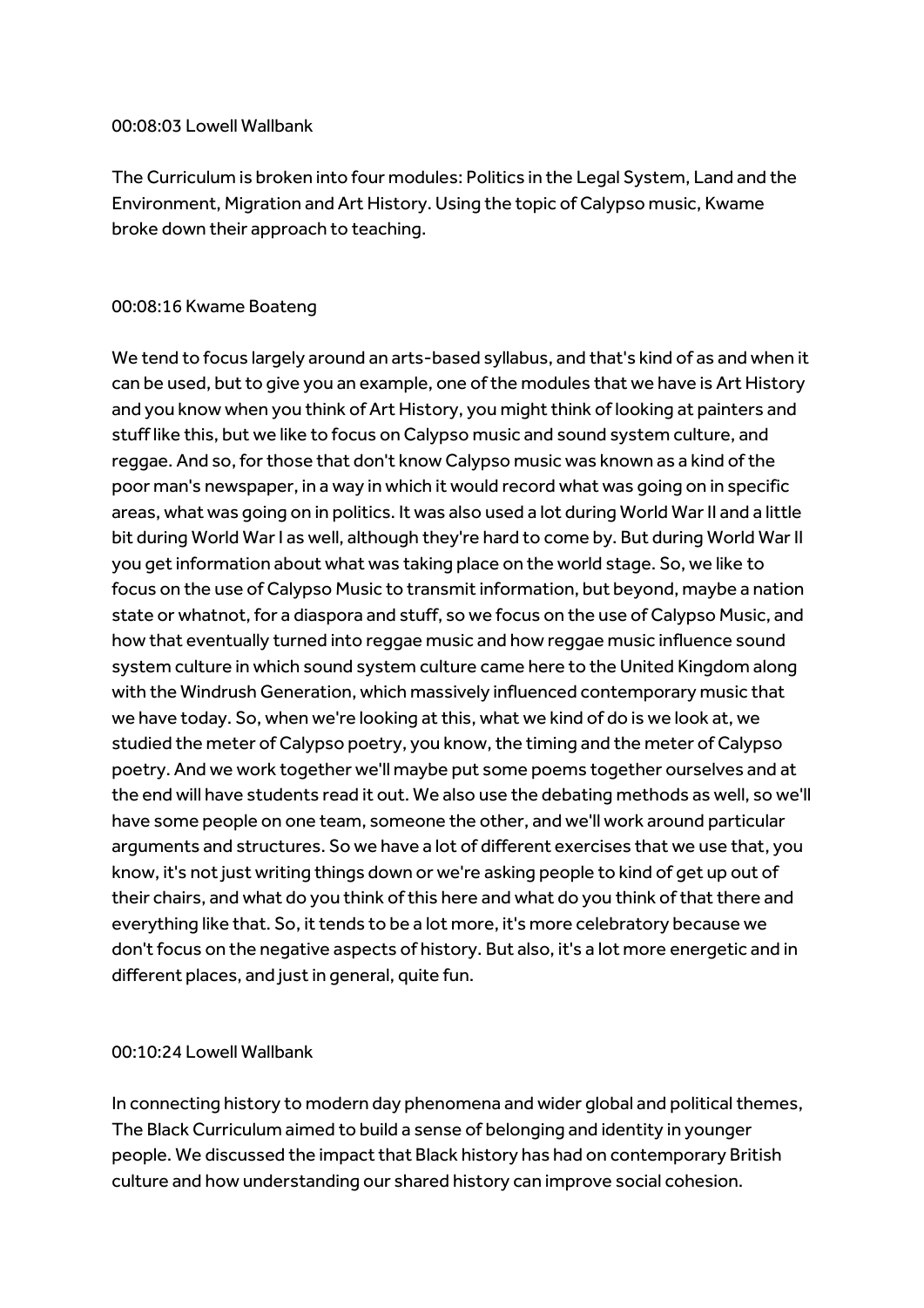00:08:03 Lowell Wallbank

The Curriculum is broken into four modules: Politics in the Legal System, Land and the Environment, Migration and Art History. Using the topic of Calypso music, Kwame broke down their approach to teaching.

00:08:16 Kwame Boateng

We tend to focus largely around an arts-based syllabus, and that's kind of as and when it can be used, but to give you an example, one of the modules that we have is Art History and you know when you think of Art History, you might think of looking at painters and stuff like this, but we like to focus on Calypso music and sound system culture, and reggae. And so, for those that don't know Calypso music was known as a kind of the poor man's newspaper, in a way in which it would record what was going on in specific areas, what was going on in politics. It was also used a lot during World War II and a little bit during World War I as well, although they're hard to come by. But during World War II you get information about what was taking place on the world stage. So, we like to focus on the use of Calypso Music to transmit information, but beyond, maybe a nation state or whatnot, for a diaspora and stuff, so we focus on the use of Calypso Music, and how that eventually turned into reggae music and how reggae music influence sound system culture in which sound system culture came here to the United Kingdom along with the Windrush Generation, which massively influenced contemporary music that we have today. So, when we're looking at this, what we kind of do is we look at, we studied the meter of Calypso poetry, you know, the timing and the meter of Calypso poetry. And we work together we'll maybe put some poems together ourselves and at the end will have students read it out. We also use the debating methods as well, so we'll have some people on one team, someone the other, and we'll work around particular arguments and structures. So we have a lot of different exercises that we use that, you know, it's not just writing things down or we're asking people to kind of get up out of their chairs, and what do you think of this here and what do you think of that there and everything like that. So, it tends to be a lot more, it's more celebratory because we don't focus on the negative aspects of history. But also, it's a lot more energetic and in different places, and just in general, quite fun.

00:10:24 Lowell Wallbank

In connecting history to modern day phenomena and wider global and political themes, The Black Curriculum aimed to build a sense of belonging and identity in younger people. We discussed the impact that Black history has had on contemporary British culture and how understanding our shared history can improve social cohesion.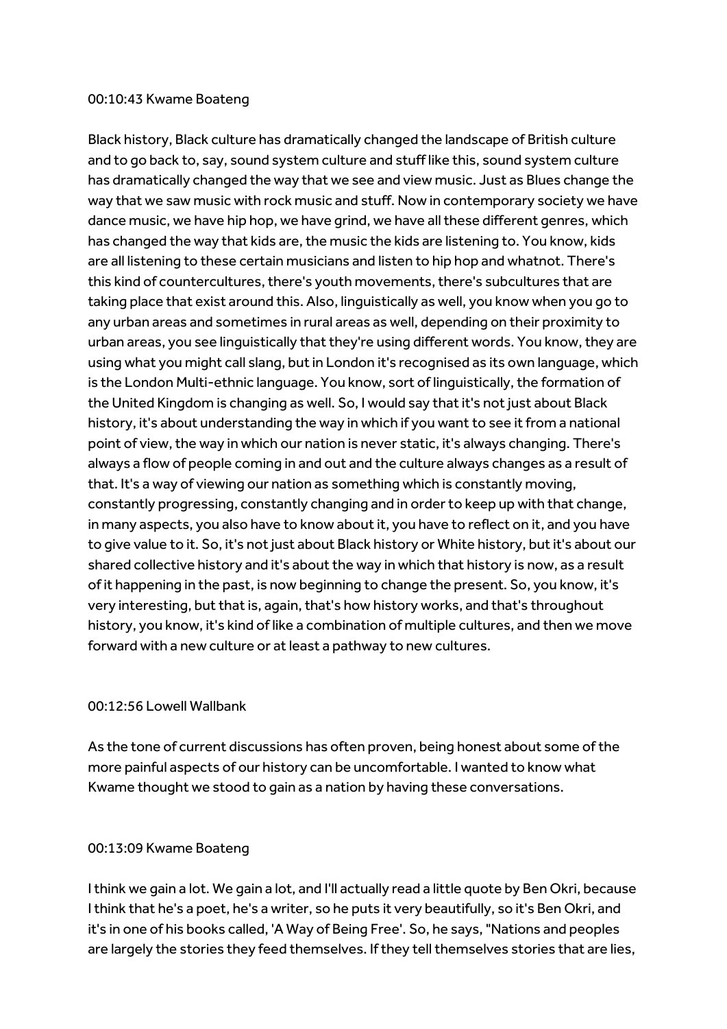00:10:43 Kwame Boateng

Black history, Black culture has dramatically changed the landscape of British culture and to go back to, say, sound system culture and stuff like this, sound system culture has dramatically changed the way that we see and view music. Just as Blues change the way that we saw music with rock music and stuff. Now in contemporary society we have dance music, we have hip hop, we have grind, we have all these different genres, which has changed the way that kids are, the music the kids are listening to. You know, kids are all listening to these certain musicians and listen to hip hop and whatnot. There's this kind of countercultures, there's youth movements, there's subcultures that are taking place that exist around this. Also, linguistically as well, you know when you go to any urban areas and sometimes in rural areas as well, depending on their proximity to urban areas, you see linguistically that they're using different words. You know, they are using what you might call slang, but in London it's recognised as its own language, which is the London Multi-ethnic language. You know, sort of linguistically, the formation of the United Kingdom is changing as well. So, I would say that it's not just about Black history, it's about understanding the way in which if you want to see it from a national point of view, the way in which our nation is never static, it's always changing. There's always a flow of people coming in and out and the culture always changes as a result of that. It's a way of viewing our nation as something which is constantly moving, constantly progressing, constantly changing and in order to keep up with that change, in many aspects, you also have to know about it, you have to reflect on it, and you have to give value to it. So, it's not just about Black history or White history, but it's about our shared collective history and it's about the way in which that history is now, as a result of it happening in the past, is now beginning to change the present. So, you know, it's very interesting, but that is, again, that's how history works, and that's throughout history, you know, it's kind of like a combination of multiple cultures, and then we move forward with a new culture or at least a pathway to new cultures.

00:12:56 Lowell Wallbank

As the tone of current discussions has often proven, being honest about some of the more painful aspects of our history can be uncomfortable. I wanted to know what Kwame thought we stood to gain as a nation by having these conversations.

00:13:09 Kwame Boateng

I think we gain a lot. We gain a lot, and I'll actually read a little quote by Ben Okri, because I think that he's a poet, he's a writer, so he puts it very beautifully, so it's Ben Okri, and it's in one of his books called, 'A Way of Being Free'. So, he says, "Nations and peoples are largely the stories they feed themselves. If they tell themselves stories that are lies,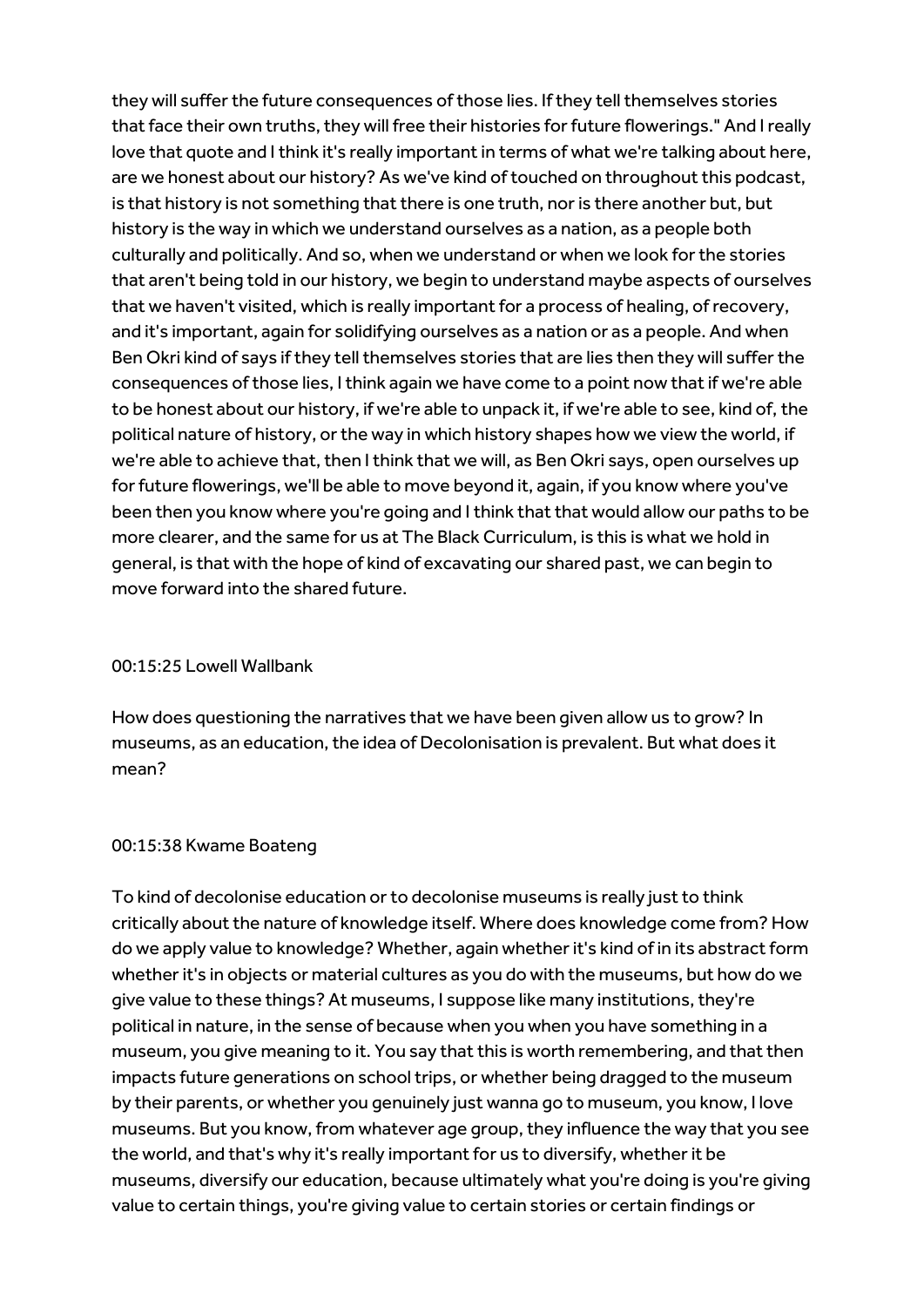they will suffer the future consequences of those lies. If they tell themselves stories that face their own truths, they will free their histories for future flowerings." And I really love that quote and I think it's really important in terms of what we're talking about here, are we honest about our history? As we've kind of touched on throughout this podcast, is that history is not something that there is one truth, nor is there another but, but history is the way in which we understand ourselves as a nation, as a people both culturally and politically. And so, when we understand or when we look for the stories that aren't being told in our history, we begin to understand maybe aspects of ourselves that we haven't visited, which is really important for a process of healing, of recovery, and it's important, again for solidifying ourselves as a nation or as a people. And when Ben Okri kind of says if they tell themselves stories that are lies then they will suffer the consequences of those lies, I think again we have come to a point now that if we're able to be honest about our history, if we're able to unpack it, if we're able to see, kind of, the political nature of history, or the way in which history shapes how we view the world, if we're able to achieve that, then I think that we will, as Ben Okri says, open ourselves up for future flowerings, we'll be able to move beyond it, again, if you know where you've been then you know where you're going and I think that that would allow our paths to be more clearer, and the same for us at The Black Curriculum, is this is what we hold in general, is that with the hope of kind of excavating our shared past, we can begin to move forward into the shared future.

00:15:25 Lowell Wallbank

How does questioning the narratives that we have been given allow us to grow? In museums, as an education, the idea of Decolonisation is prevalent. But what does it mean?

00:15:38 Kwame Boateng

To kind of decolonise education or to decolonise museums is really just to think critically about the nature of knowledge itself. Where does knowledge come from? How do we apply value to knowledge? Whether, again whether it's kind of in its abstract form whether it's in objects or material cultures as you do with the museums, but how do we give value to these things? At museums, I suppose like many institutions, they're political in nature, in the sense of because when you when you have something in a museum, you give meaning to it. You say that this is worth remembering, and that then impacts future generations on school trips, or whether being dragged to the museum by their parents, or whether you genuinely just wanna go to museum, you know, I love museums. But you know, from whatever age group, they influence the way that you see the world, and that's why it's really important for us to diversify, whether it be museums, diversify our education, because ultimately what you're doing is you're giving value to certain things, you're giving value to certain stories or certain findings or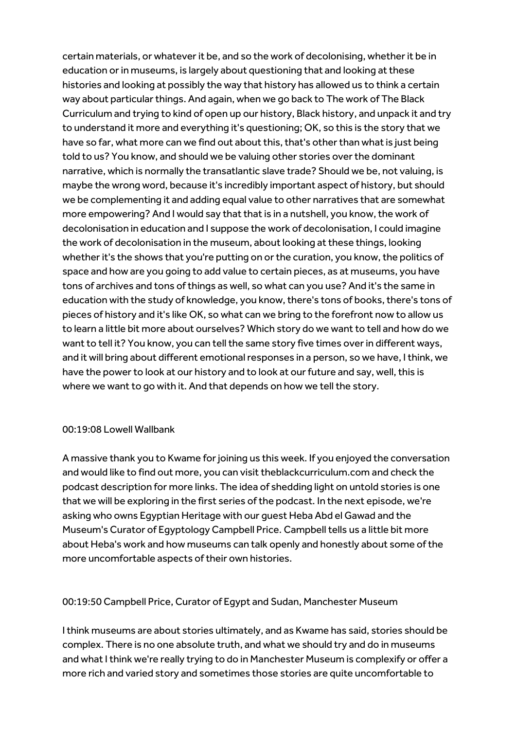certain materials, or whatever it be, and so the work of decolonising, whether it be in education or in museums, is largely about questioning that and looking at these histories and looking at possibly the way that history has allowed us to think a certain way about particular things. And again, when we go back to The work of The Black Curriculum and trying to kind of open up our history, Black history, and unpack it and try to understand it more and everything it's questioning; OK, so this is the story that we have so far, what more can we find out about this, that's other than what is just being told to us? You know, and should we be valuing other stories over the dominant narrative, which is normally the transatlantic slave trade? Should we be, not valuing, is maybe the wrong word, because it's incredibly important aspect of history, but should we be complementing it and adding equal value to other narratives that are somewhat more empowering? And I would say that that is in a nutshell, you know, the work of decolonisation in education and I suppose the work of decolonisation, I could imagine the work of decolonisation in the museum, about looking at these things, looking whether it's the shows that you're putting on or the curation, you know, the politics of space and how are you going to add value to certain pieces, as at museums, you have tons of archives and tons of things as well, so what can you use? And it's the same in education with the study of knowledge, you know, there's tons of books, there's tons of pieces of history and it's like OK, so what can we bring to the forefront now to allow us to learn a little bit more about ourselves? Which story do we want to tell and how do we want to tell it? You know, you can tell the same story five times over in different ways, and it will bring about different emotional responses in a person, so we have, I think, we have the power to look at our history and to look at our future and say, well, this is where we want to go with it. And that depends on how we tell the story.

00:19:08 Lowell Wallbank

A massive thank you to Kwame for joining us this week. If you enjoyed the conversation and would like to find out more, you can visit theblackcurriculum.com and check the podcast description for more links. The idea of shedding light on untold stories is one that we will be exploring in the first series of the podcast. In the next episode, we're asking who owns Egyptian Heritage with our guest Heba Abd el Gawad and the Museum's Curator of Egyptology Campbell Price. Campbell tells us a little bit more about Heba's work and how museums can talk openly and honestly about some of the more uncomfortable aspects of their own histories.

00:19:50 Campbell Price, Curator of Egypt and Sudan, Manchester Museum

I think museums are about stories ultimately, and as Kwame has said, stories should be complex. There is no one absolute truth, and what we should try and do in museums and what I think we're really trying to do in Manchester Museum is complexify or offer a more rich and varied story and sometimes those stories are quite uncomfortable to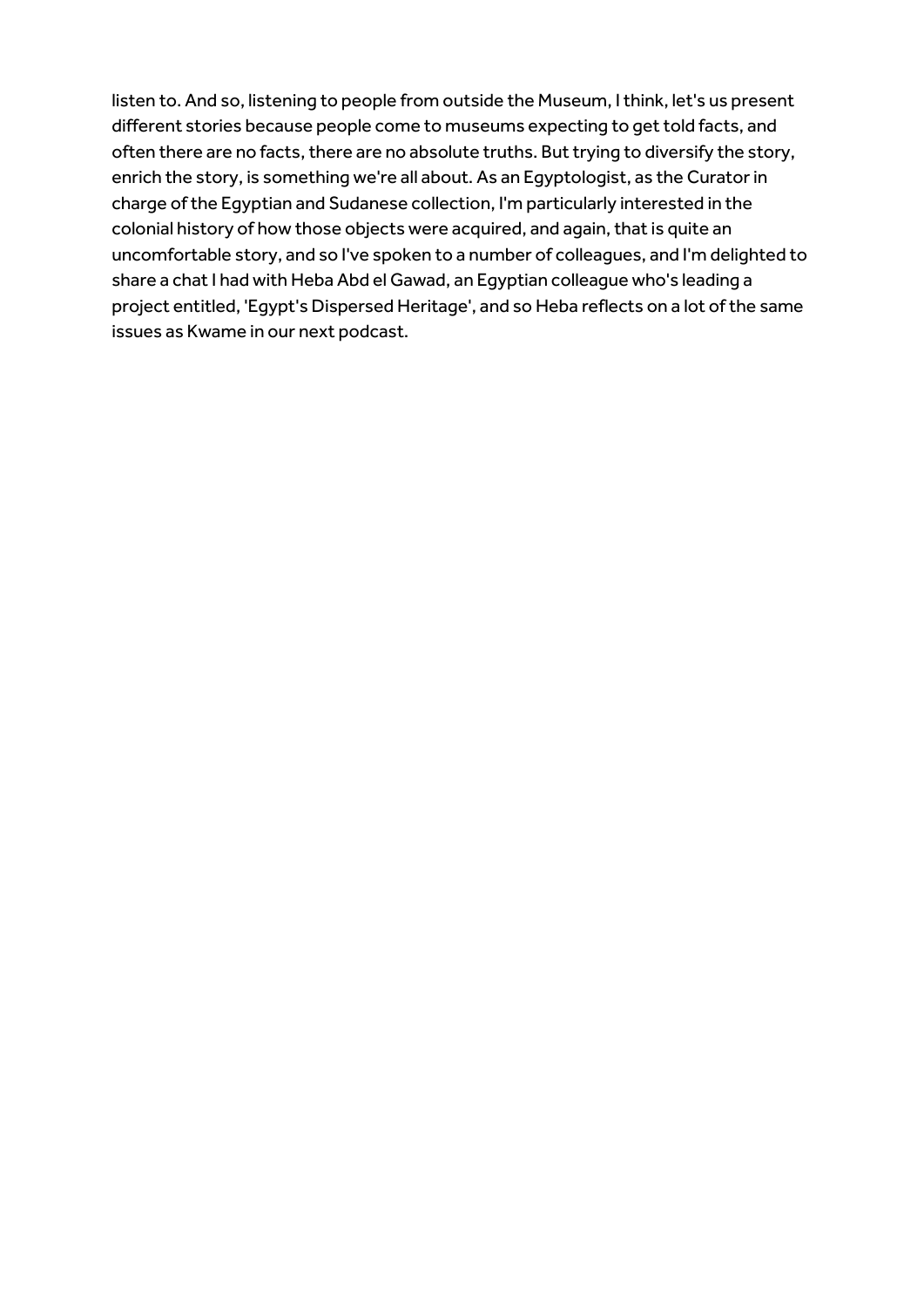listen to. And so, listening to people from outside the Museum, I think, let's us present different stories because people come to museums expecting to get told facts, and often there are no facts, there are no absolute truths. But trying to diversify the story, enrich the story, is something we're all about. As an Egyptologist, as the Curator in charge of the Egyptian and Sudanese collection, I'm particularly interested in the colonial history of how those objects were acquired, and again, that is quite an uncomfortable story, and so I've spoken to a number of colleagues, and I'm delighted to share a chat I had with Heba Abd el Gawad, an Egyptian colleague who's leading a project entitled, 'Egypt's Dispersed Heritage', and so Heba reflects on a lot of the same issues as Kwame in our next podcast.